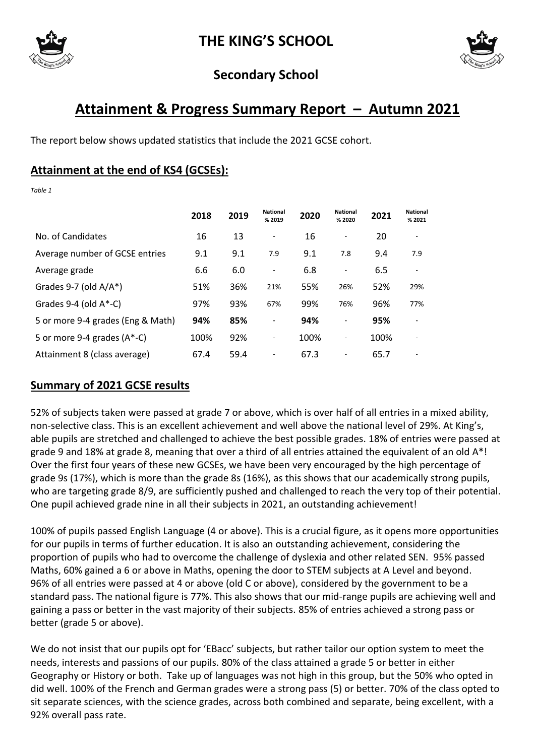# THE KING'S SCHOOL

## Secondary School

# Attainment & Progress Summary Report – Autumn 2021

The report below shows updated statistics that include the 2021 GCSE cohort.

## Attainment at the end of KS4 (GCSEs):

*Table 1*

| | 2018 | 2019 | National % 2019 | 2020 | National % 2020 | 2021 | National % 2021 |
|---|---|---|---|---|---|---|---|
| No. of Candidates | 16 | 13 | - | 16 | - | 20 | - |
| Average number of GCSE entries | 9.1 | 9.1 | 7.9 | 9.1 | 7.8 | 9.4 | 7.9 |
| Average grade | 6.6 | 6.0 | - | 6.8 | - | 6.5 | - |
| Grades 9-7 (old A/A*) | 51% | 36% | 21% | 55% | 26% | 52% | 29% |
| Grades 9-4 (old A*-C) | 97% | 93% | 67% | 99% | 76% | 96% | 77% |
| 5 or more 9-4 grades (Eng & Math) | **94%** | **85%** | - | **94%** | - | **95%** | - |
| 5 or more 9-4 grades (A*-C) | 100% | 92% | - | 100% | - | 100% | - |
| Attainment 8 (class average) | 67.4 | 59.4 | - | 67.3 | - | 65.7 | - |

## Summary of 2021 GCSE results

52% of subjects taken were passed at grade 7 or above, which is over half of all entries in a mixed ability, non-selective class. This is an excellent achievement and well above the national level of 29%. At King's, able pupils are stretched and challenged to achieve the best possible grades. 18% of entries were passed at grade 9 and 18% at grade 8, meaning that over a third of all entries attained the equivalent of an old A*! Over the first four years of these new GCSEs, we have been very encouraged by the high percentage of grade 9s (17%), which is more than the grade 8s (16%), as this shows that our academically strong pupils, who are targeting grade 8/9, are sufficiently pushed and challenged to reach the very top of their potential. One pupil achieved grade nine in all their subjects in 2021, an outstanding achievement!

100% of pupils passed English Language (4 or above). This is a crucial figure, as it opens more opportunities for our pupils in terms of further education. It is also an outstanding achievement, considering the proportion of pupils who had to overcome the challenge of dyslexia and other related SEN. 95% passed Maths, 60% gained a 6 or above in Maths, opening the door to STEM subjects at A Level and beyond. 96% of all entries were passed at 4 or above (old C or above), considered by the government to be a standard pass. The national figure is 77%. This also shows that our mid-range pupils are achieving well and gaining a pass or better in the vast majority of their subjects. 85% of entries achieved a strong pass or better (grade 5 or above).

We do not insist that our pupils opt for 'EBacc' subjects, but rather tailor our option system to meet the needs, interests and passions of our pupils. 80% of the class attained a grade 5 or better in either Geography or History or both. Take up of languages was not high in this group, but the 50% who opted in did well. 100% of the French and German grades were a strong pass (5) or better. 70% of the class opted to sit separate sciences, with the science grades, across both combined and separate, being excellent, with a 92% overall pass rate.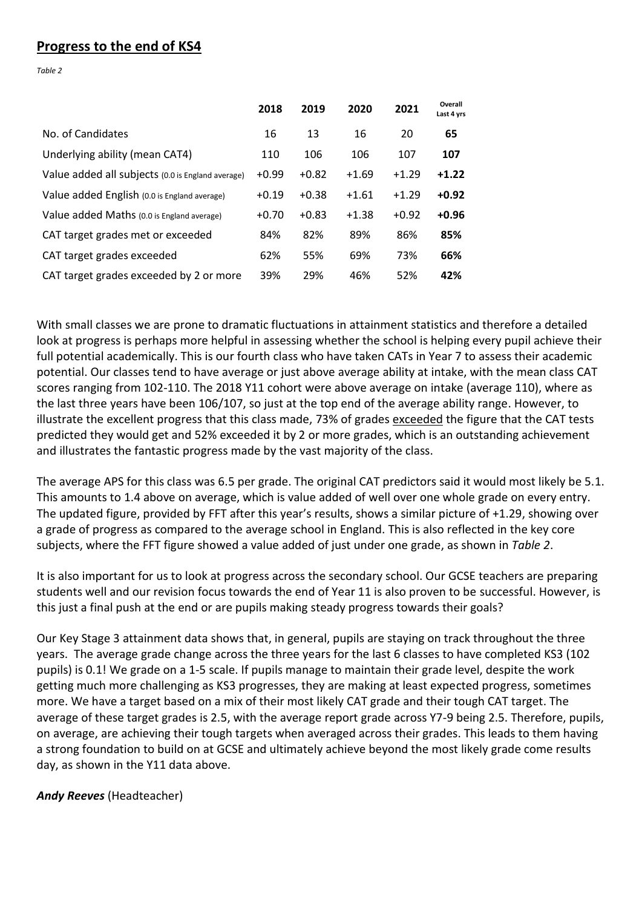## **Progress to the end of KS4**

*Table 2*

| | 2018 | 2019 | 2020 | 2021 | Overall Last 4 yrs |
|---|---|---|---|---|---|
| No. of Candidates | 16 | 13 | 16 | 20 | **65** |
| Underlying ability (mean CAT4) | 110 | 106 | 106 | 107 | **107** |
| Value added all subjects (0.0 is England average) | +0.99 | +0.82 | +1.69 | +1.29 | **+1.22** |
| Value added English (0.0 is England average) | +0.19 | +0.38 | +1.61 | +1.29 | **+0.92** |
| Value added Maths (0.0 is England average) | +0.70 | +0.83 | +1.38 | +0.92 | **+0.96** |
| CAT target grades met or exceeded | 84% | 82% | 89% | 86% | **85%** |
| CAT target grades exceeded | 62% | 55% | 69% | 73% | **66%** |
| CAT target grades exceeded by 2 or more | 39% | 29% | 46% | 52% | **42%** |

With small classes we are prone to dramatic fluctuations in attainment statistics and therefore a detailed look at progress is perhaps more helpful in assessing whether the school is helping every pupil achieve their full potential academically. This is our fourth class who have taken CATs in Year 7 to assess their academic potential. Our classes tend to have average or just above average ability at intake, with the mean class CAT scores ranging from 102-110. The 2018 Y11 cohort were above average on intake (average 110), where as the last three years have been 106/107, so just at the top end of the average ability range. However, to illustrate the excellent progress that this class made, 73% of grades exceeded the figure that the CAT tests predicted they would get and 52% exceeded it by 2 or more grades, which is an outstanding achievement and illustrates the fantastic progress made by the vast majority of the class.

The average APS for this class was 6.5 per grade. The original CAT predictors said it would most likely be 5.1. This amounts to 1.4 above on average, which is value added of well over one whole grade on every entry. The updated figure, provided by FFT after this year's results, shows a similar picture of +1.29, showing over a grade of progress as compared to the average school in England. This is also reflected in the key core subjects, where the FFT figure showed a value added of just under one grade, as shown in *Table 2*.

It is also important for us to look at progress across the secondary school. Our GCSE teachers are preparing students well and our revision focus towards the end of Year 11 is also proven to be successful. However, is this just a final push at the end or are pupils making steady progress towards their goals?

Our Key Stage 3 attainment data shows that, in general, pupils are staying on track throughout the three years. The average grade change across the three years for the last 6 classes to have completed KS3 (102 pupils) is 0.1! We grade on a 1-5 scale. If pupils manage to maintain their grade level, despite the work getting much more challenging as KS3 progresses, they are making at least expected progress, sometimes more. We have a target based on a mix of their most likely CAT grade and their tough CAT target. The average of these target grades is 2.5, with the average report grade across Y7-9 being 2.5. Therefore, pupils, on average, are achieving their tough targets when averaged across their grades. This leads to them having a strong foundation to build on at GCSE and ultimately achieve beyond the most likely grade come results day, as shown in the Y11 data above.

***Andy Reeves*** (Headteacher)